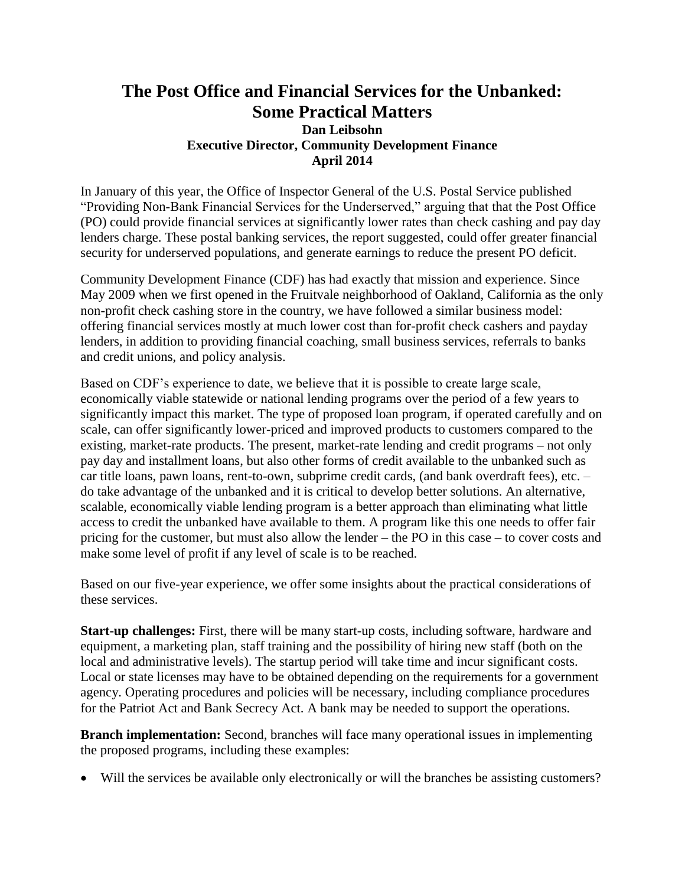# The Post Office and Financial Services for the Unbanked: Some Practical Matters

**Dan Leibsohn**
**Executive Director, Community Development Finance**
**April 2014**

In January of this year, the Office of Inspector General of the U.S. Postal Service published "Providing Non-Bank Financial Services for the Underserved," arguing that that the Post Office (PO) could provide financial services at significantly lower rates than check cashing and pay day lenders charge. These postal banking services, the report suggested, could offer greater financial security for underserved populations, and generate earnings to reduce the present PO deficit.

Community Development Finance (CDF) has had exactly that mission and experience. Since May 2009 when we first opened in the Fruitvale neighborhood of Oakland, California as the only non-profit check cashing store in the country, we have followed a similar business model: offering financial services mostly at much lower cost than for-profit check cashers and payday lenders, in addition to providing financial coaching, small business services, referrals to banks and credit unions, and policy analysis.

Based on CDF's experience to date, we believe that it is possible to create large scale, economically viable statewide or national lending programs over the period of a few years to significantly impact this market. The type of proposed loan program, if operated carefully and on scale, can offer significantly lower-priced and improved products to customers compared to the existing, market-rate products. The present, market-rate lending and credit programs – not only pay day and installment loans, but also other forms of credit available to the unbanked such as car title loans, pawn loans, rent-to-own, subprime credit cards, (and bank overdraft fees), etc. – do take advantage of the unbanked and it is critical to develop better solutions. An alternative, scalable, economically viable lending program is a better approach than eliminating what little access to credit the unbanked have available to them. A program like this one needs to offer fair pricing for the customer, but must also allow the lender – the PO in this case – to cover costs and make some level of profit if any level of scale is to be reached.

Based on our five-year experience, we offer some insights about the practical considerations of these services.

**Start-up challenges:** First, there will be many start-up costs, including software, hardware and equipment, a marketing plan, staff training and the possibility of hiring new staff (both on the local and administrative levels). The startup period will take time and incur significant costs. Local or state licenses may have to be obtained depending on the requirements for a government agency. Operating procedures and policies will be necessary, including compliance procedures for the Patriot Act and Bank Secrecy Act. A bank may be needed to support the operations.

**Branch implementation:** Second, branches will face many operational issues in implementing the proposed programs, including these examples:

- Will the services be available only electronically or will the branches be assisting customers?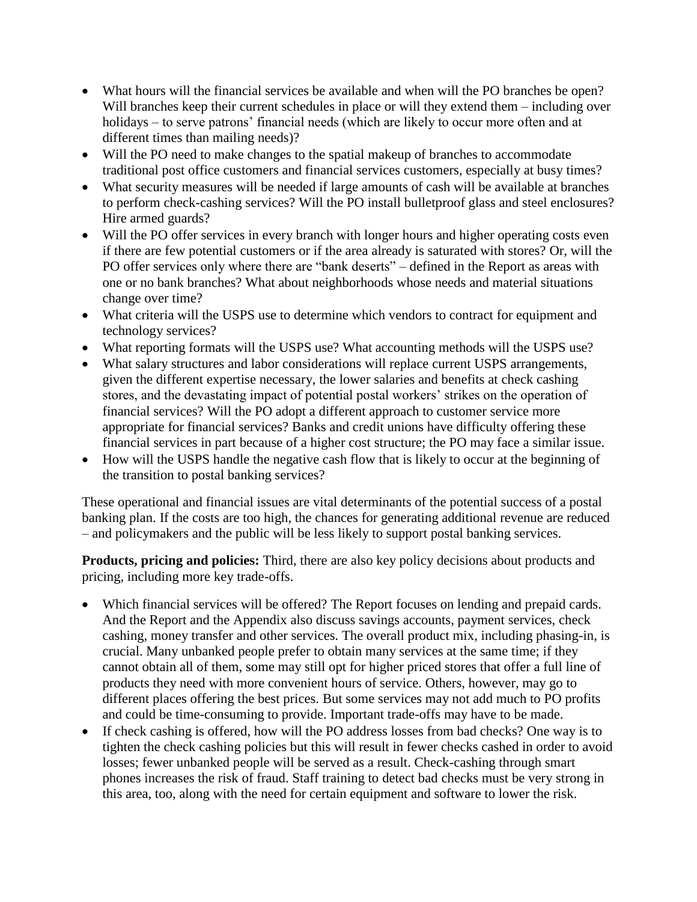- What hours will the financial services be available and when will the PO branches be open? Will branches keep their current schedules in place or will they extend them – including over holidays – to serve patrons' financial needs (which are likely to occur more often and at different times than mailing needs)?
- Will the PO need to make changes to the spatial makeup of branches to accommodate traditional post office customers and financial services customers, especially at busy times?
- What security measures will be needed if large amounts of cash will be available at branches to perform check-cashing services? Will the PO install bulletproof glass and steel enclosures? Hire armed guards?
- Will the PO offer services in every branch with longer hours and higher operating costs even if there are few potential customers or if the area already is saturated with stores? Or, will the PO offer services only where there are "bank deserts" – defined in the Report as areas with one or no bank branches? What about neighborhoods whose needs and material situations change over time?
- What criteria will the USPS use to determine which vendors to contract for equipment and technology services?
- What reporting formats will the USPS use? What accounting methods will the USPS use?
- What salary structures and labor considerations will replace current USPS arrangements, given the different expertise necessary, the lower salaries and benefits at check cashing stores, and the devastating impact of potential postal workers' strikes on the operation of financial services? Will the PO adopt a different approach to customer service more appropriate for financial services? Banks and credit unions have difficulty offering these financial services in part because of a higher cost structure; the PO may face a similar issue.
- How will the USPS handle the negative cash flow that is likely to occur at the beginning of the transition to postal banking services?

These operational and financial issues are vital determinants of the potential success of a postal banking plan. If the costs are too high, the chances for generating additional revenue are reduced – and policymakers and the public will be less likely to support postal banking services.

**Products, pricing and policies:** Third, there are also key policy decisions about products and pricing, including more key trade-offs.

- Which financial services will be offered? The Report focuses on lending and prepaid cards. And the Report and the Appendix also discuss savings accounts, payment services, check cashing, money transfer and other services. The overall product mix, including phasing-in, is crucial. Many unbanked people prefer to obtain many services at the same time; if they cannot obtain all of them, some may still opt for higher priced stores that offer a full line of products they need with more convenient hours of service. Others, however, may go to different places offering the best prices. But some services may not add much to PO profits and could be time-consuming to provide. Important trade-offs may have to be made.
- If check cashing is offered, how will the PO address losses from bad checks? One way is to tighten the check cashing policies but this will result in fewer checks cashed in order to avoid losses; fewer unbanked people will be served as a result. Check-cashing through smart phones increases the risk of fraud. Staff training to detect bad checks must be very strong in this area, too, along with the need for certain equipment and software to lower the risk.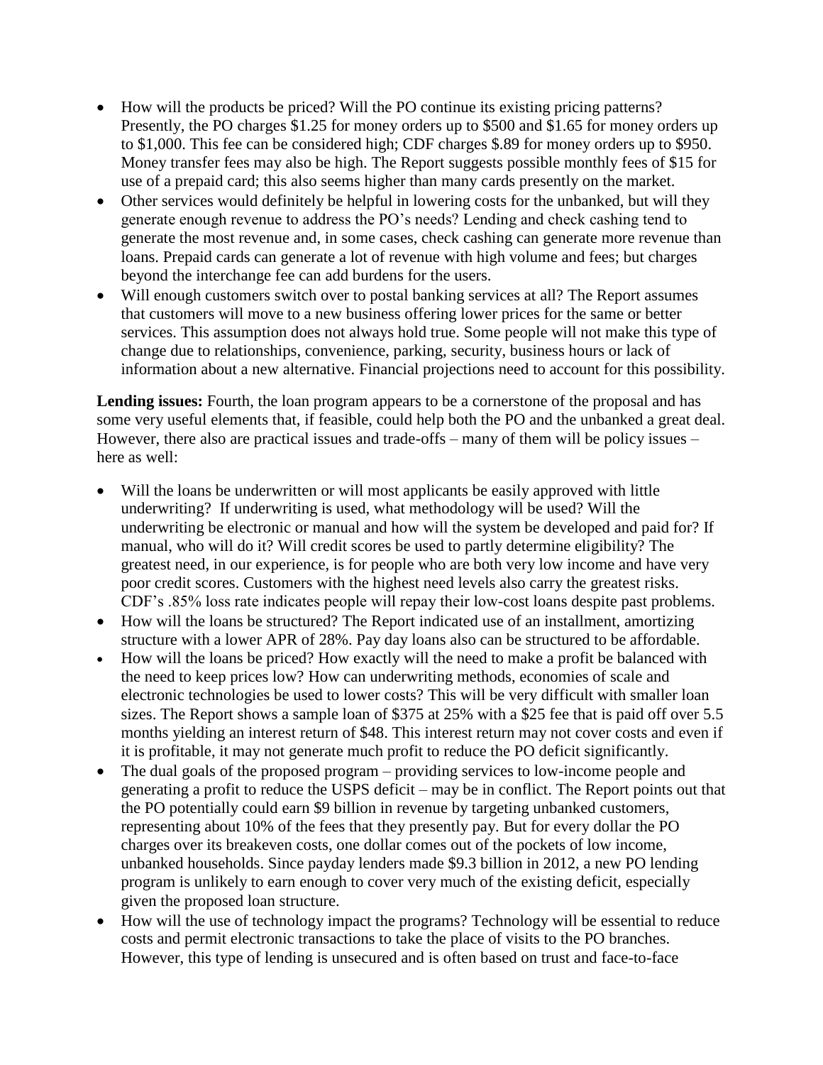- How will the products be priced? Will the PO continue its existing pricing patterns? Presently, the PO charges $1.25 for money orders up to $500 and $1.65 for money orders up to $1,000. This fee can be considered high; CDF charges $.89 for money orders up to $950. Money transfer fees may also be high. The Report suggests possible monthly fees of $15 for use of a prepaid card; this also seems higher than many cards presently on the market.
- Other services would definitely be helpful in lowering costs for the unbanked, but will they generate enough revenue to address the PO's needs? Lending and check cashing tend to generate the most revenue and, in some cases, check cashing can generate more revenue than loans. Prepaid cards can generate a lot of revenue with high volume and fees; but charges beyond the interchange fee can add burdens for the users.
- Will enough customers switch over to postal banking services at all? The Report assumes that customers will move to a new business offering lower prices for the same or better services. This assumption does not always hold true. Some people will not make this type of change due to relationships, convenience, parking, security, business hours or lack of information about a new alternative. Financial projections need to account for this possibility.

**Lending issues:** Fourth, the loan program appears to be a cornerstone of the proposal and has some very useful elements that, if feasible, could help both the PO and the unbanked a great deal. However, there also are practical issues and trade-offs – many of them will be policy issues – here as well:

- Will the loans be underwritten or will most applicants be easily approved with little underwriting? If underwriting is used, what methodology will be used? Will the underwriting be electronic or manual and how will the system be developed and paid for? If manual, who will do it? Will credit scores be used to partly determine eligibility? The greatest need, in our experience, is for people who are both very low income and have very poor credit scores. Customers with the highest need levels also carry the greatest risks. CDF's .85% loss rate indicates people will repay their low-cost loans despite past problems.
- How will the loans be structured? The Report indicated use of an installment, amortizing structure with a lower APR of 28%. Pay day loans also can be structured to be affordable.
- How will the loans be priced? How exactly will the need to make a profit be balanced with the need to keep prices low? How can underwriting methods, economies of scale and electronic technologies be used to lower costs? This will be very difficult with smaller loan sizes. The Report shows a sample loan of $375 at 25% with a $25 fee that is paid off over 5.5 months yielding an interest return of $48. This interest return may not cover costs and even if it is profitable, it may not generate much profit to reduce the PO deficit significantly.
- The dual goals of the proposed program – providing services to low-income people and generating a profit to reduce the USPS deficit – may be in conflict. The Report points out that the PO potentially could earn $9 billion in revenue by targeting unbanked customers, representing about 10% of the fees that they presently pay. But for every dollar the PO charges over its breakeven costs, one dollar comes out of the pockets of low income, unbanked households. Since payday lenders made $9.3 billion in 2012, a new PO lending program is unlikely to earn enough to cover very much of the existing deficit, especially given the proposed loan structure.
- How will the use of technology impact the programs? Technology will be essential to reduce costs and permit electronic transactions to take the place of visits to the PO branches. However, this type of lending is unsecured and is often based on trust and face-to-face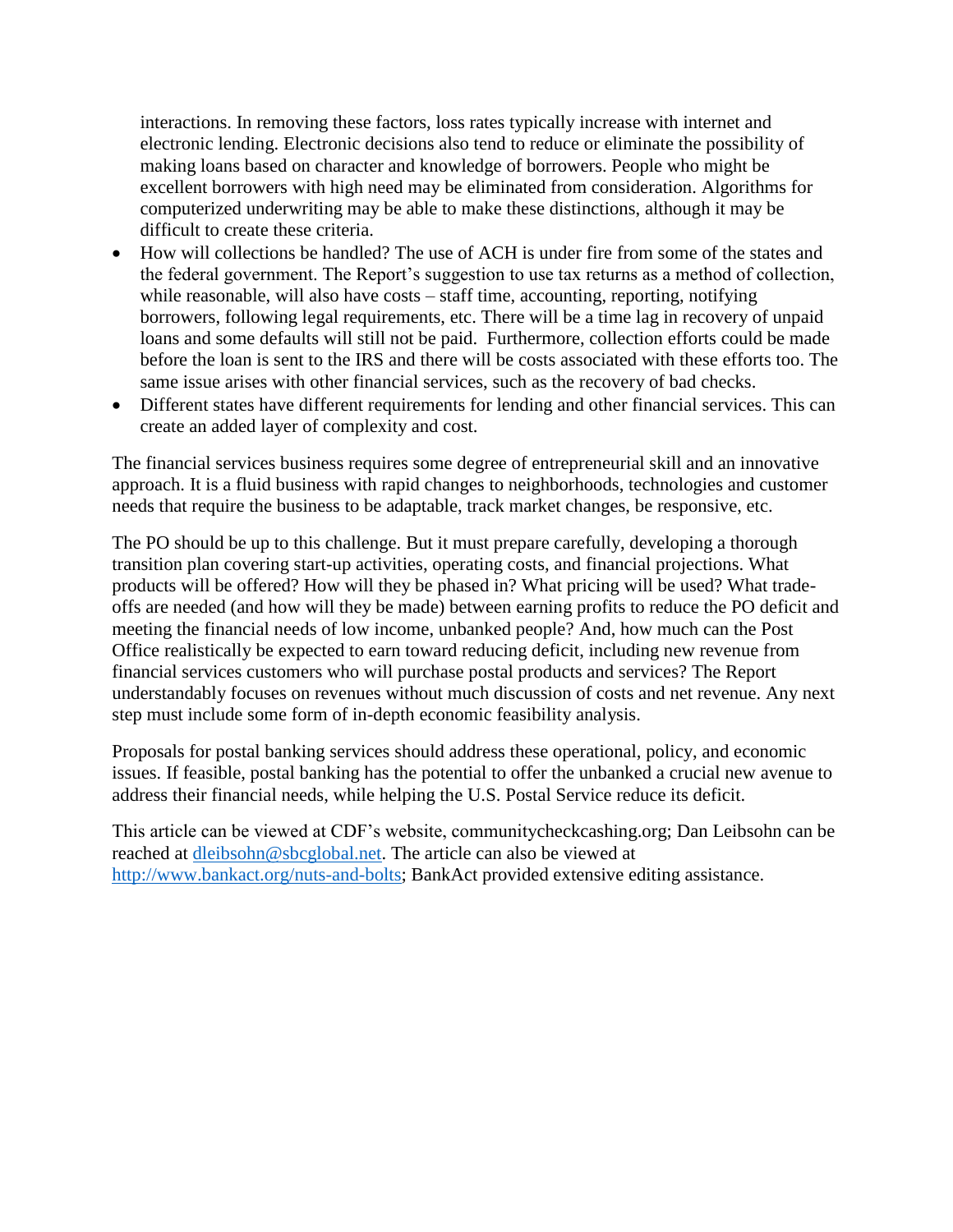interactions. In removing these factors, loss rates typically increase with internet and electronic lending. Electronic decisions also tend to reduce or eliminate the possibility of making loans based on character and knowledge of borrowers. People who might be excellent borrowers with high need may be eliminated from consideration. Algorithms for computerized underwriting may be able to make these distinctions, although it may be difficult to create these criteria.

- How will collections be handled? The use of ACH is under fire from some of the states and the federal government. The Report's suggestion to use tax returns as a method of collection, while reasonable, will also have costs – staff time, accounting, reporting, notifying borrowers, following legal requirements, etc. There will be a time lag in recovery of unpaid loans and some defaults will still not be paid. Furthermore, collection efforts could be made before the loan is sent to the IRS and there will be costs associated with these efforts too. The same issue arises with other financial services, such as the recovery of bad checks.
- Different states have different requirements for lending and other financial services. This can create an added layer of complexity and cost.

The financial services business requires some degree of entrepreneurial skill and an innovative approach. It is a fluid business with rapid changes to neighborhoods, technologies and customer needs that require the business to be adaptable, track market changes, be responsive, etc.

The PO should be up to this challenge. But it must prepare carefully, developing a thorough transition plan covering start-up activities, operating costs, and financial projections. What products will be offered? How will they be phased in? What pricing will be used? What trade-offs are needed (and how will they be made) between earning profits to reduce the PO deficit and meeting the financial needs of low income, unbanked people? And, how much can the Post Office realistically be expected to earn toward reducing deficit, including new revenue from financial services customers who will purchase postal products and services? The Report understandably focuses on revenues without much discussion of costs and net revenue. Any next step must include some form of in-depth economic feasibility analysis.

Proposals for postal banking services should address these operational, policy, and economic issues. If feasible, postal banking has the potential to offer the unbanked a crucial new avenue to address their financial needs, while helping the U.S. Postal Service reduce its deficit.

This article can be viewed at CDF's website, communitycheckcashing.org; Dan Leibsohn can be reached at dleibsohn@sbcglobal.net. The article can also be viewed at http://www.bankact.org/nuts-and-bolts; BankAct provided extensive editing assistance.